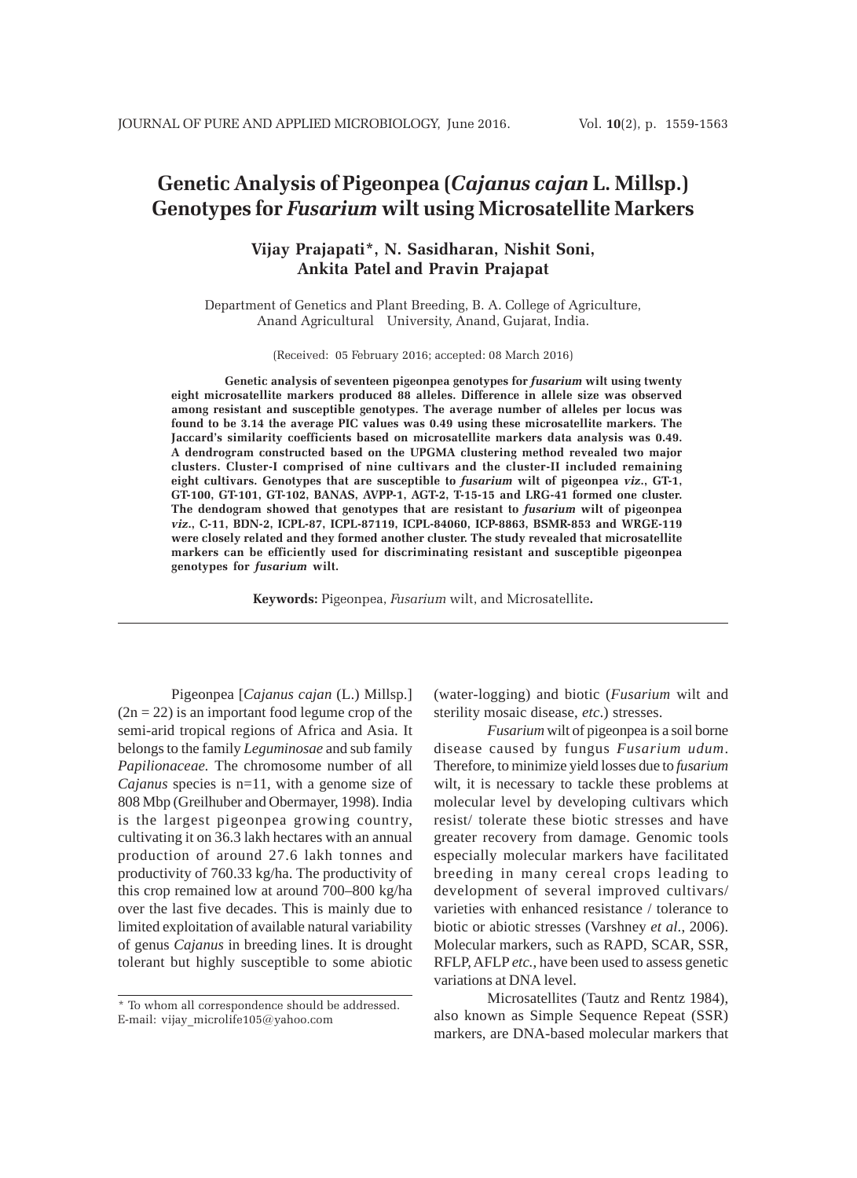# Genetic Analysis of Pigeonpea (*Cajanus cajan* L. Millsp.) Genotypes for *Fusarium* wilt using Microsatellite Markers

**Vijay Prajapati*, N. Sasidharan, Nishit Soni, Ankita Patel and Pravin Prajapat**

Department of Genetics and Plant Breeding, B. A. College of Agriculture, Anand Agricultural University, Anand, Gujarat, India.

(Received: 05 February 2016; accepted: 08 March 2016)

**Genetic analysis of seventeen pigeonpea genotypes for *fusarium* wilt using twenty eight microsatellite markers produced 88 alleles. Difference in allele size was observed among resistant and susceptible genotypes. The average number of alleles per locus was found to be 3.14 the average PIC values was 0.49 using these microsatellite markers. The Jaccard's similarity coefficients based on microsatellite markers data analysis was 0.49. A dendrogram constructed based on the UPGMA clustering method revealed two major clusters. Cluster-I comprised of nine cultivars and the cluster-II included remaining eight cultivars. Genotypes that are susceptible to *fusarium* wilt of pigeonpea *viz*., GT-1, GT-100, GT-101, GT-102, BANAS, AVPP-1, AGT-2, T-15-15 and LRG-41 formed one cluster. The dendogram showed that genotypes that are resistant to *fusarium* wilt of pigeonpea *viz*., C-11, BDN-2, ICPL-87, ICPL-87119, ICPL-84060, ICP-8863, BSMR-853 and WRGE-119 were closely related and they formed another cluster. The study revealed that microsatellite markers can be efficiently used for discriminating resistant and susceptible pigeonpea genotypes for *fusarium* wilt.**

**Keywords:** Pigeonpea, *Fusarium* wilt, and Microsatellite**.**

---

Pigeonpea [*Cajanus cajan* (L.) Millsp.] (2n = 22) is an important food legume crop of the semi-arid tropical regions of Africa and Asia. It belongs to the family *Leguminosae* and sub family *Papilionaceae.* The chromosome number of all *Cajanus* species is n=11, with a genome size of 808 Mbp (Greilhuber and Obermayer, 1998). India is the largest pigeonpea growing country, cultivating it on 36.3 lakh hectares with an annual production of around 27.6 lakh tonnes and productivity of 760.33 kg/ha. The productivity of this crop remained low at around 700–800 kg/ha over the last five decades. This is mainly due to limited exploitation of available natural variability of genus *Cajanus* in breeding lines. It is drought tolerant but highly susceptible to some abiotic (water-logging) and biotic (*Fusarium* wilt and sterility mosaic disease, *etc*.) stresses.

*Fusarium* wilt of pigeonpea is a soil borne disease caused by fungus *Fusarium udum*. Therefore, to minimize yield losses due to *fusarium* wilt, it is necessary to tackle these problems at molecular level by developing cultivars which resist/ tolerate these biotic stresses and have greater recovery from damage. Genomic tools especially molecular markers have facilitated breeding in many cereal crops leading to development of several improved cultivars/ varieties with enhanced resistance / tolerance to biotic or abiotic stresses (Varshney *et al*., 2006). Molecular markers, such as RAPD, SCAR, SSR, RFLP, AFLP *etc.*, have been used to assess genetic variations at DNA level.

Microsatellites (Tautz and Rentz 1984), also known as Simple Sequence Repeat (SSR) markers, are DNA-based molecular markers that

---

* To whom all correspondence should be addressed.
E-mail: vijay_microlife105@yahoo.com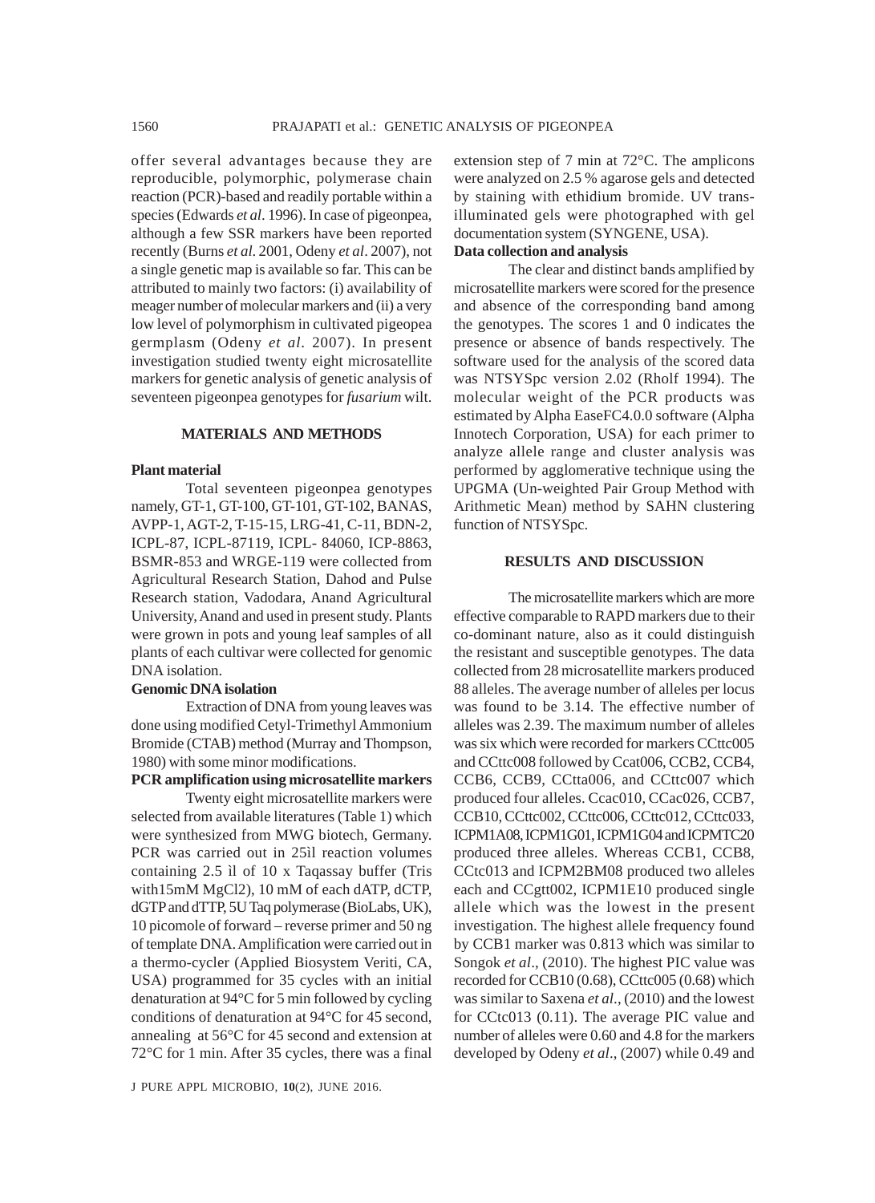offer several advantages because they are reproducible, polymorphic, polymerase chain reaction (PCR)-based and readily portable within a species (Edwards *et al*. 1996). In case of pigeonpea, although a few SSR markers have been reported recently (Burns *et al*. 2001, Odeny *et al*. 2007), not a single genetic map is available so far. This can be attributed to mainly two factors: (i) availability of meager number of molecular markers and (ii) a very low level of polymorphism in cultivated pigeopea germplasm (Odeny *et al*. 2007). In present investigation studied twenty eight microsatellite markers for genetic analysis of genetic analysis of seventeen pigeonpea genotypes for *fusarium* wilt.

## MATERIALS AND METHODS

### Plant material

Total seventeen pigeonpea genotypes namely, GT-1, GT-100, GT-101, GT-102, BANAS, AVPP-1, AGT-2, T-15-15, LRG-41, C-11, BDN-2, ICPL-87, ICPL-87119, ICPL- 84060, ICP-8863, BSMR-853 and WRGE-119 were collected from Agricultural Research Station, Dahod and Pulse Research station, Vadodara, Anand Agricultural University, Anand and used in present study. Plants were grown in pots and young leaf samples of all plants of each cultivar were collected for genomic DNA isolation.

### Genomic DNA isolation

Extraction of DNA from young leaves was done using modified Cetyl-Trimethyl Ammonium Bromide (CTAB) method (Murray and Thompson, 1980) with some minor modifications.

### PCR amplification using microsatellite markers

Twenty eight microsatellite markers were selected from available literatures (Table 1) which were synthesized from MWG biotech, Germany. PCR was carried out in 25ìl reaction volumes containing 2.5 ìl of 10 x Taqassay buffer (Tris with15mM MgCl2), 10 mM of each dATP, dCTP, dGTP and dTTP, 5U Taq polymerase (BioLabs, UK), 10 picomole of forward – reverse primer and 50 ng of template DNA. Amplification were carried out in a thermo-cycler (Applied Biosystem Veriti, CA, USA) programmed for 35 cycles with an initial denaturation at 94°C for 5 min followed by cycling conditions of denaturation at 94°C for 45 second, annealing at 56°C for 45 second and extension at 72°C for 1 min. After 35 cycles, there was a final extension step of 7 min at 72°C. The amplicons were analyzed on 2.5 % agarose gels and detected by staining with ethidium bromide. UV trans-illuminated gels were photographed with gel documentation system (SYNGENE, USA).

### Data collection and analysis

The clear and distinct bands amplified by microsatellite markers were scored for the presence and absence of the corresponding band among the genotypes. The scores 1 and 0 indicates the presence or absence of bands respectively. The software used for the analysis of the scored data was NTSYSpc version 2.02 (Rholf 1994). The molecular weight of the PCR products was estimated by Alpha EaseFC4.0.0 software (Alpha Innotech Corporation, USA) for each primer to analyze allele range and cluster analysis was performed by agglomerative technique using the UPGMA (Un-weighted Pair Group Method with Arithmetic Mean) method by SAHN clustering function of NTSYSpc.

## RESULTS AND DISCUSSION

The microsatellite markers which are more effective comparable to RAPD markers due to their co-dominant nature, also as it could distinguish the resistant and susceptible genotypes. The data collected from 28 microsatellite markers produced 88 alleles. The average number of alleles per locus was found to be 3.14. The effective number of alleles was 2.39. The maximum number of alleles was six which were recorded for markers CCttc005 and CCttc008 followed by Ccat006, CCB2, CCB4, CCB6, CCB9, CCtta006, and CCttc007 which produced four alleles. Ccac010, CCac026, CCB7, CCB10, CCttc002, CCttc006, CCttc012, CCttc033, ICPM1A08, ICPM1G01, ICPM1G04 and ICPMTC20 produced three alleles. Whereas CCB1, CCB8, CCtc013 and ICPM2BM08 produced two alleles each and CCgtt002, ICPM1E10 produced single allele which was the lowest in the present investigation. The highest allele frequency found by CCB1 marker was 0.813 which was similar to Songok *et al*., (2010). The highest PIC value was recorded for CCB10 (0.68), CCttc005 (0.68) which was similar to Saxena *et al*., (2010) and the lowest for CCtc013 (0.11). The average PIC value and number of alleles were 0.60 and 4.8 for the markers developed by Odeny *et al*., (2007) while 0.49 and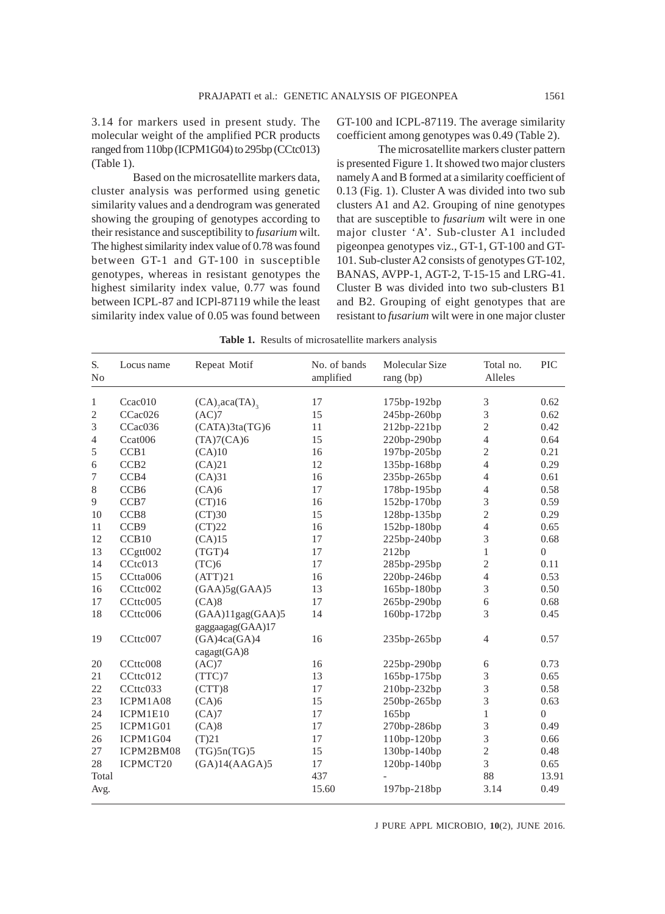3.14 for markers used in present study. The molecular weight of the amplified PCR products ranged from 110bp (ICPM1G04) to 295bp (CCtc013) (Table 1).

Based on the microsatellite markers data, cluster analysis was performed using genetic similarity values and a dendrogram was generated showing the grouping of genotypes according to their resistance and susceptibility to *fusarium* wilt. The highest similarity index value of 0.78 was found between GT-1 and GT-100 in susceptible genotypes, whereas in resistant genotypes the highest similarity index value, 0.77 was found between ICPL-87 and ICPl-87119 while the least similarity index value of 0.05 was found between GT-100 and ICPL-87119. The average similarity coefficient among genotypes was 0.49 (Table 2).

The microsatellite markers cluster pattern is presented Figure 1. It showed two major clusters namely A and B formed at a similarity coefficient of 0.13 (Fig. 1). Cluster A was divided into two sub clusters A1 and A2. Grouping of nine genotypes that are susceptible to *fusarium* wilt were in one major cluster 'A'. Sub-cluster A1 included pigeonpea genotypes viz., GT-1, GT-100 and GT-101. Sub-cluster A2 consists of genotypes GT-102, BANAS, AVPP-1, AGT-2, T-15-15 and LRG-41. Cluster B was divided into two sub-clusters B1 and B2. Grouping of eight genotypes that are resistant to *fusarium* wilt were in one major cluster

**Table 1.** Results of microsatellite markers analysis

| S. No | Locus name | Repeat Motif | No. of bands amplified | Molecular Size rang (bp) | Total no. Alleles | PIC |
|---|---|---|---|---|---|---|
| 1 | Ccac010 | $(CA)_7aca(TA)_3$ | 17 | 175bp-192bp | 3 | 0.62 |
| 2 | CCac026 | (AC)7 | 15 | 245bp-260bp | 3 | 0.62 |
| 3 | CCac036 | (CATA)3ta(TG)6 | 11 | 212bp-221bp | 2 | 0.42 |
| 4 | Ccat006 | (TA)7(CA)6 | 15 | 220bp-290bp | 4 | 0.64 |
| 5 | CCB1 | (CA)10 | 16 | 197bp-205bp | 2 | 0.21 |
| 6 | CCB2 | (CA)21 | 12 | 135bp-168bp | 4 | 0.29 |
| 7 | CCB4 | (CA)31 | 16 | 235bp-265bp | 4 | 0.61 |
| 8 | CCB6 | (CA)6 | 17 | 178bp-195bp | 4 | 0.58 |
| 9 | CCB7 | (CT)16 | 16 | 152bp-170bp | 3 | 0.59 |
| 10 | CCB8 | (CT)30 | 15 | 128bp-135bp | 2 | 0.29 |
| 11 | CCB9 | (CT)22 | 16 | 152bp-180bp | 4 | 0.65 |
| 12 | CCB10 | (CA)15 | 17 | 225bp-240bp | 3 | 0.68 |
| 13 | CCgtt002 | (TGT)4 | 17 | 212bp | 1 | 0 |
| 14 | CCtc013 | (TC)6 | 17 | 285bp-295bp | 2 | 0.11 |
| 15 | CCtta006 | (ATT)21 | 16 | 220bp-246bp | 4 | 0.53 |
| 16 | CCttc002 | (GAA)5g(GAA)5 | 13 | 165bp-180bp | 3 | 0.50 |
| 17 | CCttc005 | (CA)8 | 17 | 265bp-290bp | 6 | 0.68 |
| 18 | CCttc006 | (GAA)11gag(GAA)5 gaggaagag(GAA)17 | 14 | 160bp-172bp | 3 | 0.45 |
| 19 | CCttc007 | (GA)4ca(GA)4 cagagt(GA)8 | 16 | 235bp-265bp | 4 | 0.57 |
| 20 | CCttc008 | (AC)7 | 16 | 225bp-290bp | 6 | 0.73 |
| 21 | CCttc012 | (TTC)7 | 13 | 165bp-175bp | 3 | 0.65 |
| 22 | CCttc033 | (CTT)8 | 17 | 210bp-232bp | 3 | 0.58 |
| 23 | ICPM1A08 | (CA)6 | 15 | 250bp-265bp | 3 | 0.63 |
| 24 | ICPM1E10 | (CA)7 | 17 | 165bp | 1 | 0 |
| 25 | ICPM1G01 | (CA)8 | 17 | 270bp-286bp | 3 | 0.49 |
| 26 | ICPM1G04 | (T)21 | 17 | 110bp-120bp | 3 | 0.66 |
| 27 | ICPM2BM08 | (TG)5n(TG)5 | 15 | 130bp-140bp | 2 | 0.48 |
| 28 | ICPMCT20 | (GA)14(AAGA)5 | 17 | 120bp-140bp | 3 | 0.65 |
| Total | | | 437 | - | 88 | 13.91 |
| Avg. | | | 15.60 | 197bp-218bp | 3.14 | 0.49 |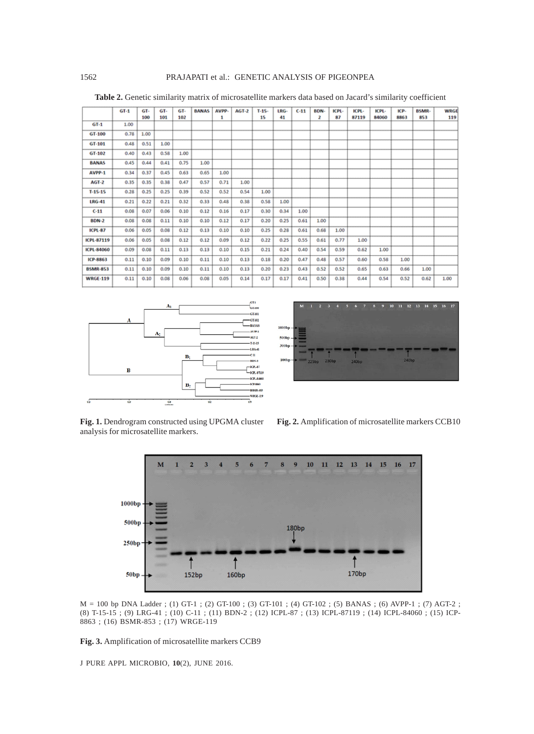**Table 2.** Genetic similarity matrix of microsatellite markers data based on Jacard's similarity coefficient

| | GT-1 | GT-100 | GT-101 | GT-102 | BANAS | AVPP-1 | AGT-2 | T-15-15 | LRG-41 | C-11 | BDN-2 | ICPL-87 | ICPL-87119 | ICPL-84060 | ICP-8863 | BSMR-853 | WRGE-119 |
|---|---|---|---|---|---|---|---|---|---|---|---|---|---|---|---|---|---|
| GT-1 | 1.00 | | | | | | | | | | | | | | | | |
| GT-100 | 0.78 | 1.00 | | | | | | | | | | | | | | | |
| GT-101 | 0.48 | 0.51 | 1.00 | | | | | | | | | | | | | | |
| GT-102 | 0.40 | 0.43 | 0.58 | 1.00 | | | | | | | | | | | | | |
| BANAS | 0.45 | 0.44 | 0.41 | 0.75 | 1.00 | | | | | | | | | | | | |
| AVPP-1 | 0.34 | 0.37 | 0.45 | 0.63 | 0.65 | 1.00 | | | | | | | | | | | |
| AGT-2 | 0.35 | 0.35 | 0.38 | 0.47 | 0.57 | 0.71 | 1.00 | | | | | | | | | | |
| T-15-15 | 0.28 | 0.25 | 0.25 | 0.39 | 0.52 | 0.52 | 0.54 | 1.00 | | | | | | | | | |
| LRG-41 | 0.21 | 0.22 | 0.21 | 0.32 | 0.33 | 0.48 | 0.38 | 0.58 | 1.00 | | | | | | | | |
| C-11 | 0.08 | 0.07 | 0.06 | 0.10 | 0.12 | 0.16 | 0.17 | 0.30 | 0.34 | 1.00 | | | | | | | |
| BDN-2 | 0.08 | 0.08 | 0.11 | 0.10 | 0.10 | 0.12 | 0.17 | 0.20 | 0.25 | 0.61 | 1.00 | | | | | | |
| ICPL-87 | 0.06 | 0.05 | 0.08 | 0.12 | 0.13 | 0.10 | 0.10 | 0.25 | 0.28 | 0.61 | 0.68 | 1.00 | | | | | |
| ICPL-87119 | 0.06 | 0.05 | 0.08 | 0.12 | 0.12 | 0.09 | 0.12 | 0.22 | 0.25 | 0.55 | 0.61 | 0.77 | 1.00 | | | | |
| ICPL-84060 | 0.09 | 0.08 | 0.11 | 0.13 | 0.13 | 0.10 | 0.15 | 0.21 | 0.24 | 0.40 | 0.54 | 0.59 | 0.62 | 1.00 | | | |
| ICP-8863 | 0.11 | 0.10 | 0.09 | 0.10 | 0.11 | 0.10 | 0.13 | 0.18 | 0.20 | 0.47 | 0.48 | 0.57 | 0.60 | 0.58 | 1.00 | | |
| BSMR-853 | 0.11 | 0.10 | 0.09 | 0.10 | 0.11 | 0.10 | 0.13 | 0.20 | 0.23 | 0.43 | 0.52 | 0.52 | 0.65 | 0.63 | 0.66 | 1.00 | |
| WRGE-119 | 0.11 | 0.10 | 0.08 | 0.06 | 0.08 | 0.05 | 0.14 | 0.17 | 0.17 | 0.41 | 0.50 | 0.38 | 0.44 | 0.54 | 0.52 | 0.62 | 1.00 |

**Fig. 1.** Dendrogram constructed using UPGMA cluster analysis for microsatellite markers.

**Fig. 2.** Amplification of microsatellite markers CCB10

M = 100 bp DNA Ladder ; (1) GT-1 ; (2) GT-100 ; (3) GT-101 ; (4) GT-102 ; (5) BANAS ; (6) AVPP-1 ; (7) AGT-2 ; (8) T-15-15 ; (9) LRG-41 ; (10) C-11 ; (11) BDN-2 ; (12) ICPL-87 ; (13) ICPL-87119 ; (14) ICPL-84060 ; (15) ICP-8863 ; (16) BSMR-853 ; (17) WRGE-119

**Fig. 3.** Amplification of microsatellite markers CCB9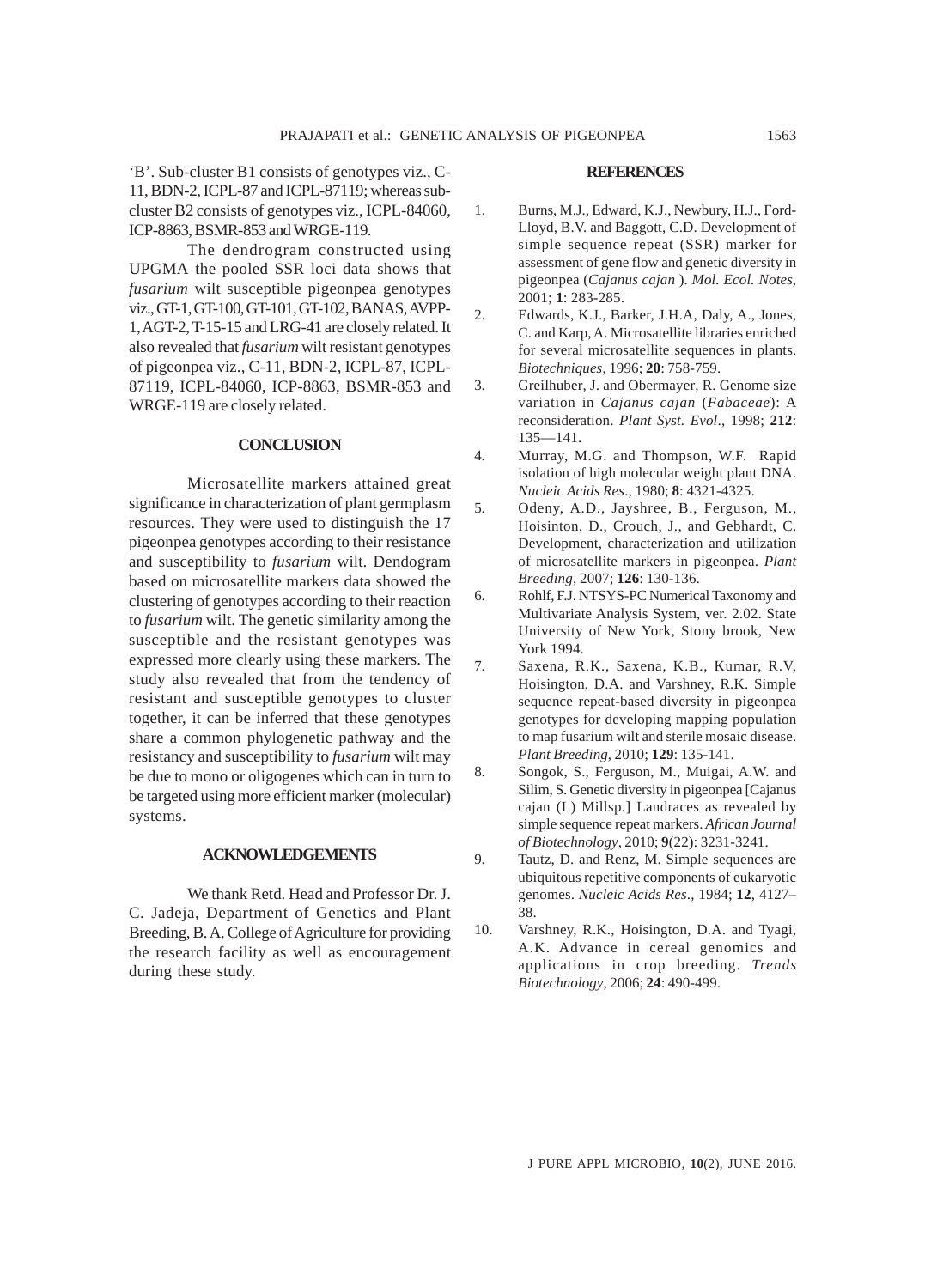'B'. Sub-cluster B1 consists of genotypes viz., C-11, BDN-2, ICPL-87 and ICPL-87119; whereas sub-cluster B2 consists of genotypes viz., ICPL-84060, ICP-8863, BSMR-853 and WRGE-119.

The dendrogram constructed using UPGMA the pooled SSR loci data shows that *fusarium* wilt susceptible pigeonpea genotypes viz., GT-1, GT-100, GT-101, GT-102, BANAS, AVPP-1, AGT-2, T-15-15 and LRG-41 are closely related. It also revealed that *fusarium* wilt resistant genotypes of pigeonpea viz., C-11, BDN-2, ICPL-87, ICPL-87119, ICPL-84060, ICP-8863, BSMR-853 and WRGE-119 are closely related.

## CONCLUSION

Microsatellite markers attained great significance in characterization of plant germplasm resources. They were used to distinguish the 17 pigeonpea genotypes according to their resistance and susceptibility to *fusarium* wilt. Dendogram based on microsatellite markers data showed the clustering of genotypes according to their reaction to *fusarium* wilt. The genetic similarity among the susceptible and the resistant genotypes was expressed more clearly using these markers. The study also revealed that from the tendency of resistant and susceptible genotypes to cluster together, it can be inferred that these genotypes share a common phylogenetic pathway and the resistancy and susceptibility to *fusarium* wilt may be due to mono or oligogenes which can in turn to be targeted using more efficient marker (molecular) systems.

## ACKNOWLEDGEMENTS

We thank Retd. Head and Professor Dr. J. C. Jadeja, Department of Genetics and Plant Breeding, B. A. College of Agriculture for providing the research facility as well as encouragement during these study.

## REFERENCES

1. Burns, M.J., Edward, K.J., Newbury, H.J., Ford-Lloyd, B.V. and Baggott, C.D. Development of simple sequence repeat (SSR) marker for assessment of gene flow and genetic diversity in pigeonpea (*Cajanus cajan* ). *Mol. Ecol. Notes*, 2001; **1**: 283-285.
2. Edwards, K.J., Barker, J.H.A, Daly, A., Jones, C. and Karp, A. Microsatellite libraries enriched for several microsatellite sequences in plants. *Biotechniques*, 1996; **20**: 758-759.
3. Greilhuber, J. and Obermayer, R. Genome size variation in *Cajanus cajan* (*Fabaceae*): A reconsideration. *Plant Syst. Evol*., 1998; **212**: 135—141.
4. Murray, M.G. and Thompson, W.F. Rapid isolation of high molecular weight plant DNA. *Nucleic Acids Res*., 1980; **8**: 4321-4325.
5. Odeny, A.D., Jayshree, B., Ferguson, M., Hoisinton, D., Crouch, J., and Gebhardt, C. Development, characterization and utilization of microsatellite markers in pigeonpea. *Plant Breeding*, 2007; **126**: 130-136.
6. Rohlf, F.J. NTSYS-PC Numerical Taxonomy and Multivariate Analysis System, ver. 2.02. State University of New York, Stony brook, New York 1994.
7. Saxena, R.K., Saxena, K.B., Kumar, R.V, Hoisington, D.A. and Varshney, R.K. Simple sequence repeat-based diversity in pigeonpea genotypes for developing mapping population to map fusarium wilt and sterile mosaic disease. *Plant Breeding*, 2010; **129**: 135-141.
8. Songok, S., Ferguson, M., Muigai, A.W. and Silim, S. Genetic diversity in pigeonpea [Cajanus cajan (L) Millsp.] Landraces as revealed by simple sequence repeat markers. *African Journal of Biotechnology*, 2010; **9**(22): 3231-3241.
9. Tautz, D. and Renz, M. Simple sequences are ubiquitous repetitive components of eukaryotic genomes. *Nucleic Acids Res*., 1984; **12**, 4127–38.
10. Varshney, R.K., Hoisington, D.A. and Tyagi, A.K. Advance in cereal genomics and applications in crop breeding. *Trends Biotechnology*, 2006; **24**: 490-499.